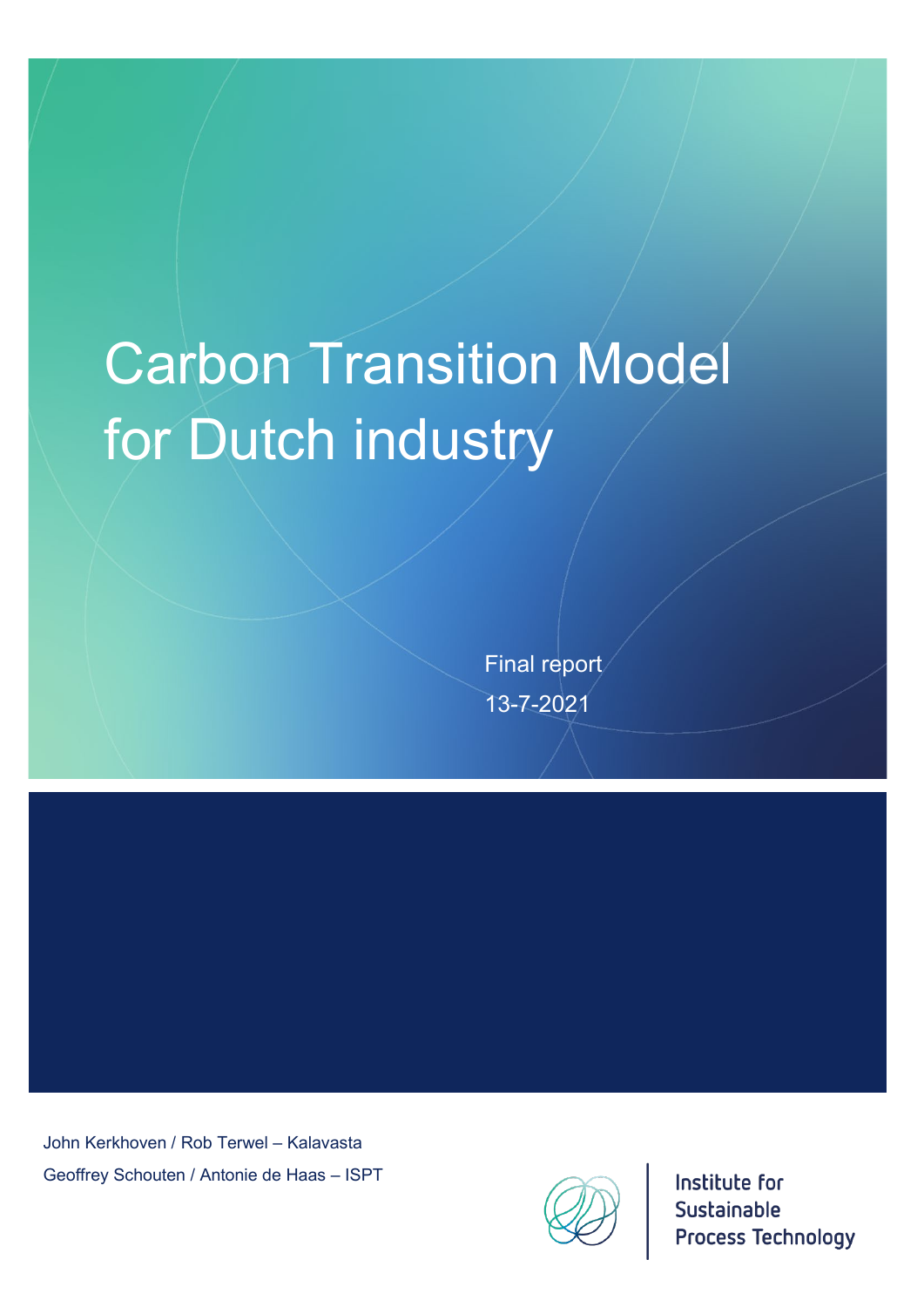# Carbon Transition Model for Dutch industry

Final report

13-7-2021

John Kerkhoven / Rob Terwel – Kalavasta

Geoffrey Schouten / Antonie de Haas – ISPT

Institute for Sustainable Process Technology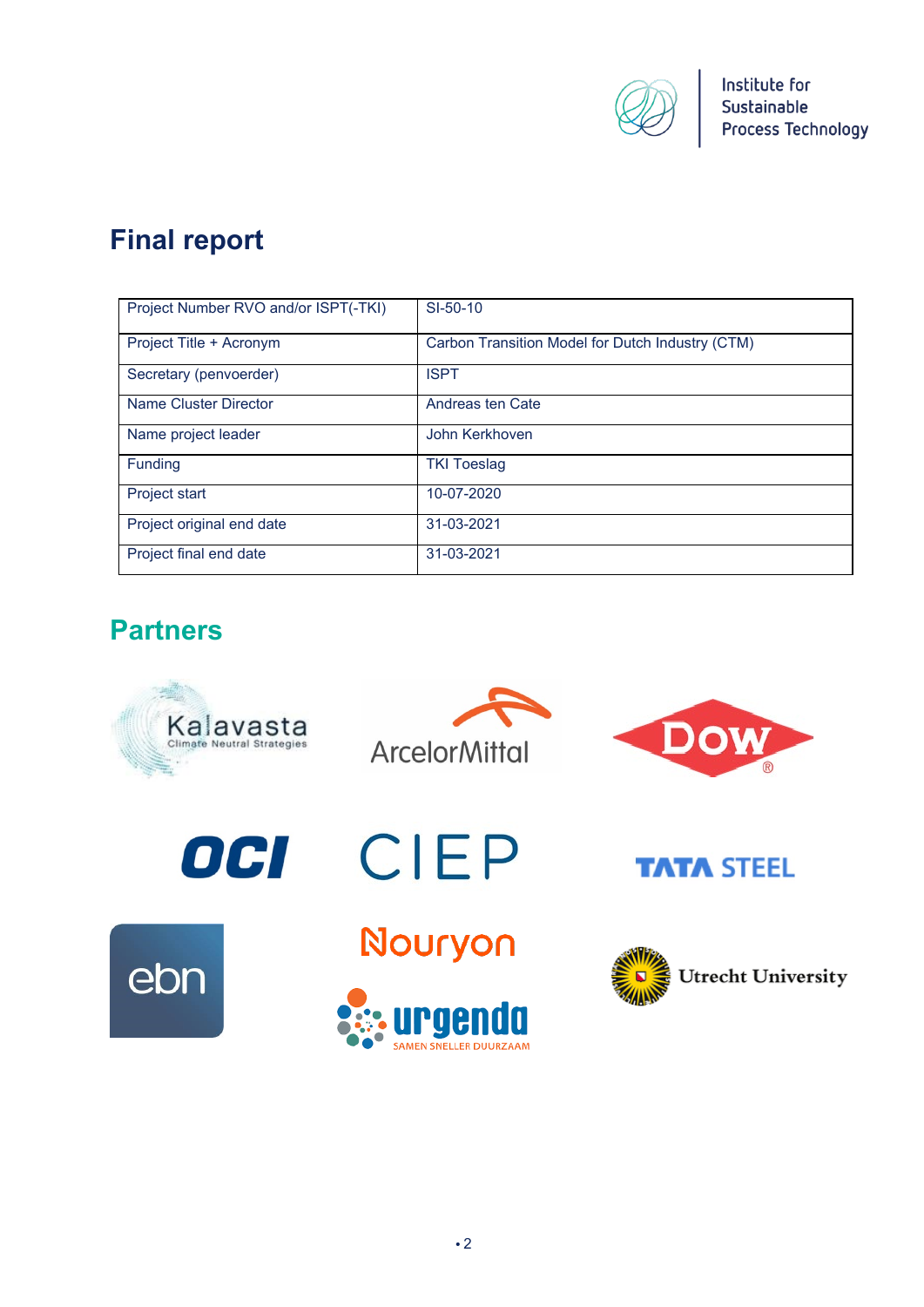# Final report

| Project Number RVO and/or ISPT(-TKI) | SI-50-10 |
|---|---|
| Project Title + Acronym | Carbon Transition Model for Dutch Industry (CTM) |
| Secretary (penvoerder) | ISPT |
| Name Cluster Director | Andreas ten Cate |
| Name project leader | John Kerkhoven |
| Funding | TKI Toeslag |
| Project start | 10-07-2020 |
| Project original end date | 31-03-2021 |
| Project final end date | 31-03-2021 |

## Partners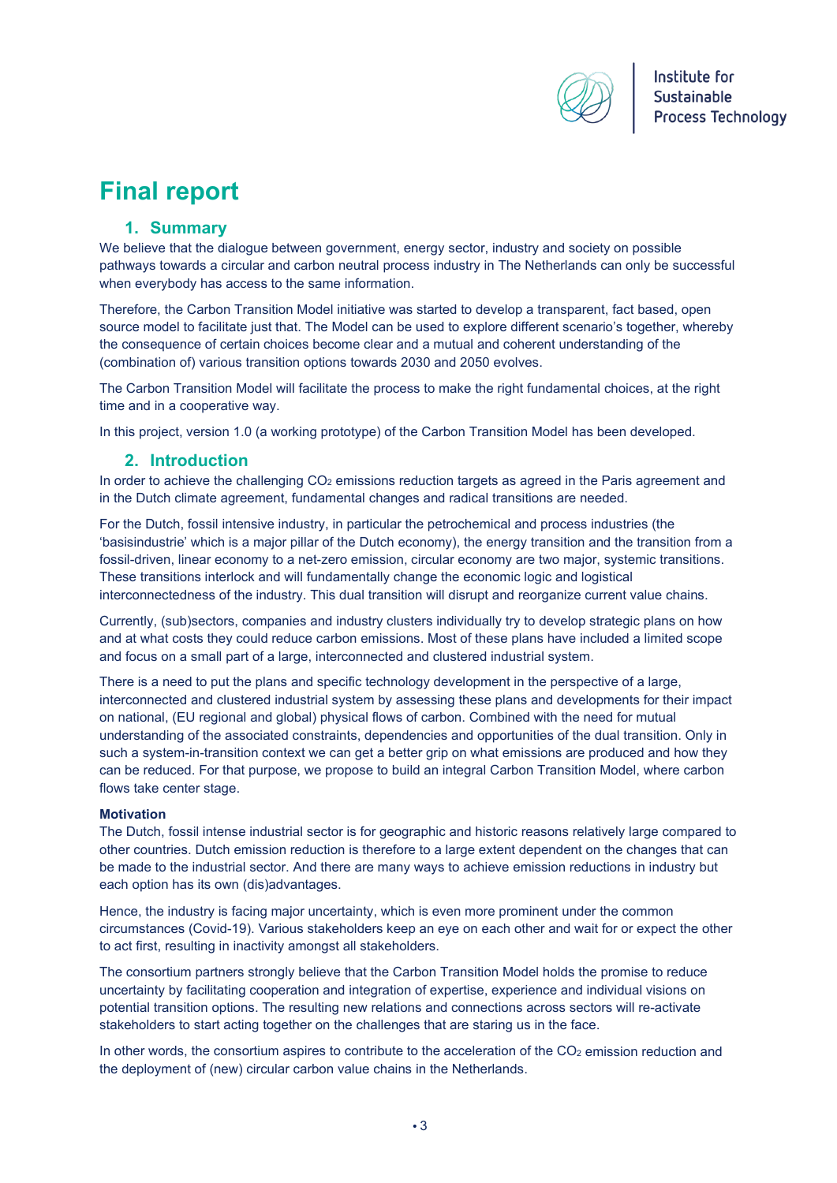# Final report

## 1. Summary

We believe that the dialogue between government, energy sector, industry and society on possible pathways towards a circular and carbon neutral process industry in The Netherlands can only be successful when everybody has access to the same information.

Therefore, the Carbon Transition Model initiative was started to develop a transparent, fact based, open source model to facilitate just that. The Model can be used to explore different scenario's together, whereby the consequence of certain choices become clear and a mutual and coherent understanding of the (combination of) various transition options towards 2030 and 2050 evolves.

The Carbon Transition Model will facilitate the process to make the right fundamental choices, at the right time and in a cooperative way.

In this project, version 1.0 (a working prototype) of the Carbon Transition Model has been developed.

## 2. Introduction

In order to achieve the challenging $CO_2$ emissions reduction targets as agreed in the Paris agreement and in the Dutch climate agreement, fundamental changes and radical transitions are needed.

For the Dutch, fossil intensive industry, in particular the petrochemical and process industries (the 'basisindustrie' which is a major pillar of the Dutch economy), the energy transition and the transition from a fossil-driven, linear economy to a net-zero emission, circular economy are two major, systemic transitions. These transitions interlock and will fundamentally change the economic logic and logistical interconnectedness of the industry. This dual transition will disrupt and reorganize current value chains.

Currently, (sub)sectors, companies and industry clusters individually try to develop strategic plans on how and at what costs they could reduce carbon emissions. Most of these plans have included a limited scope and focus on a small part of a large, interconnected and clustered industrial system.

There is a need to put the plans and specific technology development in the perspective of a large, interconnected and clustered industrial system by assessing these plans and developments for their impact on national, (EU regional and global) physical flows of carbon. Combined with the need for mutual understanding of the associated constraints, dependencies and opportunities of the dual transition. Only in such a system-in-transition context we can get a better grip on what emissions are produced and how they can be reduced. For that purpose, we propose to build an integral Carbon Transition Model, where carbon flows take center stage.

**Motivation**

The Dutch, fossil intense industrial sector is for geographic and historic reasons relatively large compared to other countries. Dutch emission reduction is therefore to a large extent dependent on the changes that can be made to the industrial sector. And there are many ways to achieve emission reductions in industry but each option has its own (dis)advantages.

Hence, the industry is facing major uncertainty, which is even more prominent under the common circumstances (Covid-19). Various stakeholders keep an eye on each other and wait for or expect the other to act first, resulting in inactivity amongst all stakeholders.

The consortium partners strongly believe that the Carbon Transition Model holds the promise to reduce uncertainty by facilitating cooperation and integration of expertise, experience and individual visions on potential transition options. The resulting new relations and connections across sectors will re-activate stakeholders to start acting together on the challenges that are staring us in the face.

In other words, the consortium aspires to contribute to the acceleration of the $CO_2$ emission reduction and the deployment of (new) circular carbon value chains in the Netherlands.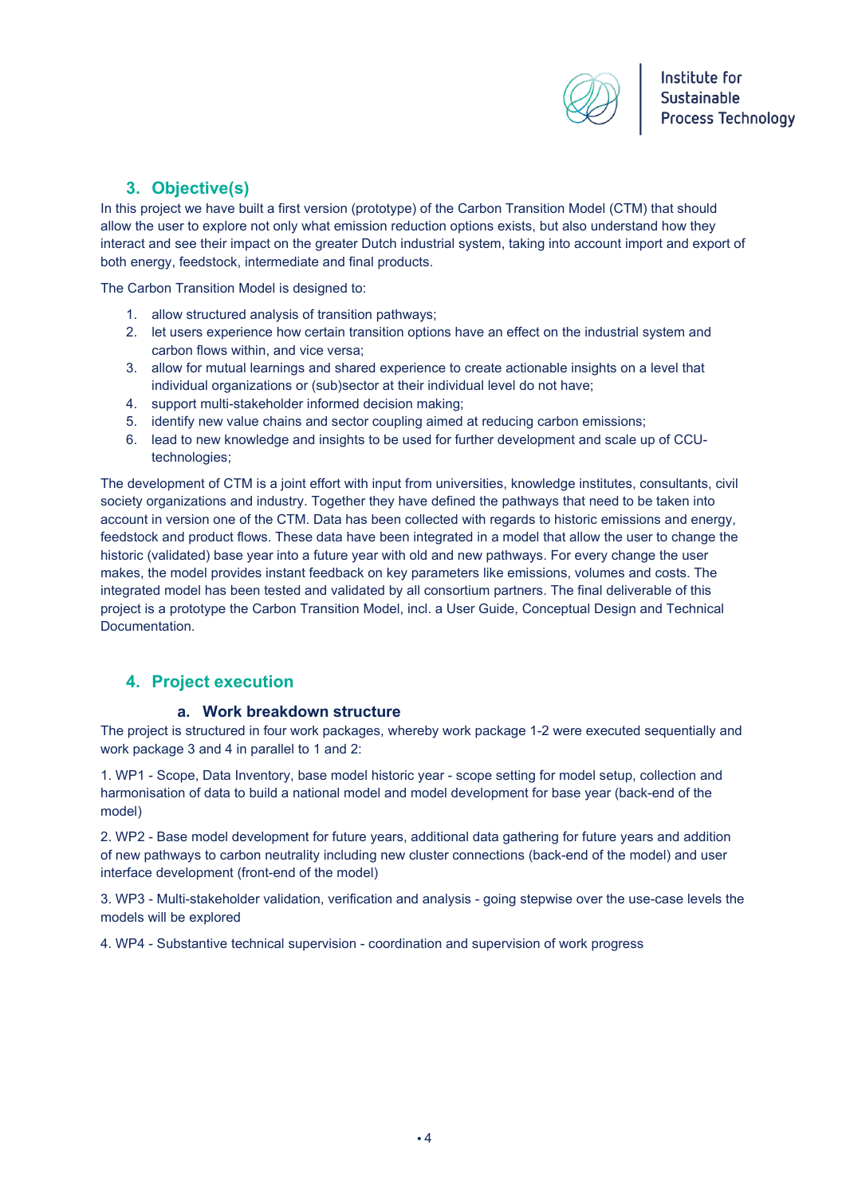## 3. Objective(s)

In this project we have built a first version (prototype) of the Carbon Transition Model (CTM) that should allow the user to explore not only what emission reduction options exists, but also understand how they interact and see their impact on the greater Dutch industrial system, taking into account import and export of both energy, feedstock, intermediate and final products.

The Carbon Transition Model is designed to:

1. allow structured analysis of transition pathways;
2. let users experience how certain transition options have an effect on the industrial system and carbon flows within, and vice versa;
3. allow for mutual learnings and shared experience to create actionable insights on a level that individual organizations or (sub)sector at their individual level do not have;
4. support multi-stakeholder informed decision making;
5. identify new value chains and sector coupling aimed at reducing carbon emissions;
6. lead to new knowledge and insights to be used for further development and scale up of CCU-technologies;

The development of CTM is a joint effort with input from universities, knowledge institutes, consultants, civil society organizations and industry. Together they have defined the pathways that need to be taken into account in version one of the CTM. Data has been collected with regards to historic emissions and energy, feedstock and product flows. These data have been integrated in a model that allow the user to change the historic (validated) base year into a future year with old and new pathways. For every change the user makes, the model provides instant feedback on key parameters like emissions, volumes and costs. The integrated model has been tested and validated by all consortium partners. The final deliverable of this project is a prototype the Carbon Transition Model, incl. a User Guide, Conceptual Design and Technical Documentation.

## 4. Project execution

### a. Work breakdown structure

The project is structured in four work packages, whereby work package 1-2 were executed sequentially and work package 3 and 4 in parallel to 1 and 2:

1. WP1 - Scope, Data Inventory, base model historic year - scope setting for model setup, collection and harmonisation of data to build a national model and model development for base year (back-end of the model)

2. WP2 - Base model development for future years, additional data gathering for future years and addition of new pathways to carbon neutrality including new cluster connections (back-end of the model) and user interface development (front-end of the model)

3. WP3 - Multi-stakeholder validation, verification and analysis - going stepwise over the use-case levels the models will be explored

4. WP4 - Substantive technical supervision - coordination and supervision of work progress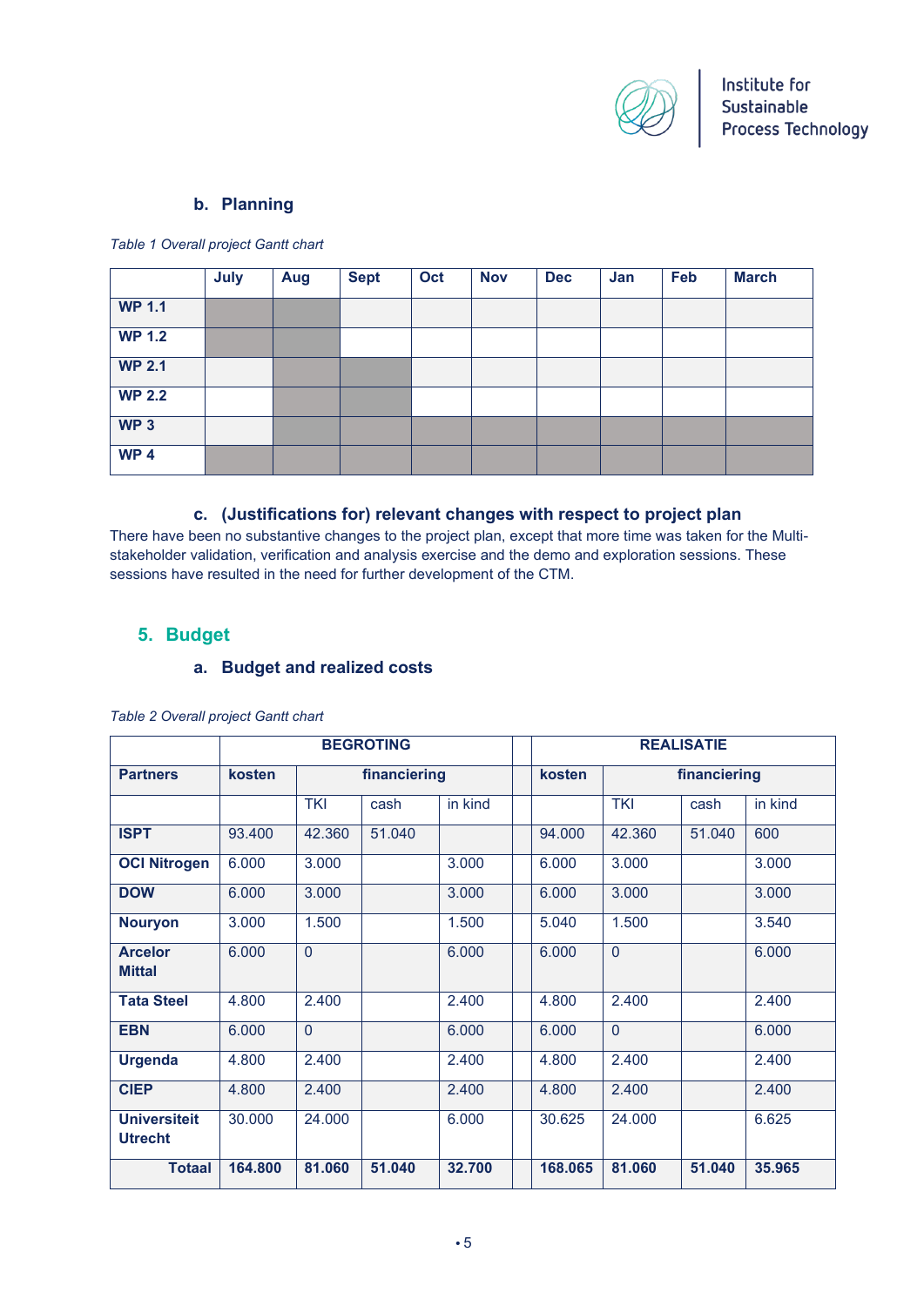### b. Planning

*Table 1 Overall project Gantt chart*

| | July | Aug | Sept | Oct | Nov | Dec | Jan | Feb | March |
|---|---|---|---|---|---|---|---|---|---|
| **WP 1.1** | X | X | | | | | | | |
| **WP 1.2** | X | X | | | | | | | |
| **WP 2.1** | | X | X | | | | | | |
| **WP 2.2** | | X | X | | | | | | |
| **WP 3** | | X | X | X | X | X | X | X | X |
| **WP 4** | X | X | X | X | X | X | X | X | X |

### c. (Justifications for) relevant changes with respect to project plan

There have been no substantive changes to the project plan, except that more time was taken for the Multi-stakeholder validation, verification and analysis exercise and the demo and exploration sessions. These sessions have resulted in the need for further development of the CTM.

## 5. Budget

### a. Budget and realized costs

*Table 2 Overall project Gantt chart*

| | BEGROTING | | | | REALISATIE | | | |
|---|---|---|---|---|---|---|---|---|
| **Partners** | **kosten** | **financiering** | | | **kosten** | **financiering** | | |
| | | TKI | cash | in kind | | TKI | cash | in kind |
| **ISPT** | 93.400 | 42.360 | 51.040 | | 94.000 | 42.360 | 51.040 | 600 |
| **OCI Nitrogen** | 6.000 | 3.000 | | 3.000 | 6.000 | 3.000 | | 3.000 |
| **DOW** | 6.000 | 3.000 | | 3.000 | 6.000 | 3.000 | | 3.000 |
| **Nouryon** | 3.000 | 1.500 | | 1.500 | 5.040 | 1.500 | | 3.540 |
| **Arcelor Mittal** | 6.000 | 0 | | 6.000 | 6.000 | 0 | | 6.000 |
| **Tata Steel** | 4.800 | 2.400 | | 2.400 | 4.800 | 2.400 | | 2.400 |
| **EBN** | 6.000 | 0 | | 6.000 | 6.000 | 0 | | 6.000 |
| **Urgenda** | 4.800 | 2.400 | | 2.400 | 4.800 | 2.400 | | 2.400 |
| **CIEP** | 4.800 | 2.400 | | 2.400 | 4.800 | 2.400 | | 2.400 |
| **Universiteit Utrecht** | 30.000 | 24.000 | | 6.000 | 30.625 | 24.000 | | 6.625 |
| **Totaal** | **164.800** | **81.060** | **51.040** | **32.700** | **168.065** | **81.060** | **51.040** | **35.965** |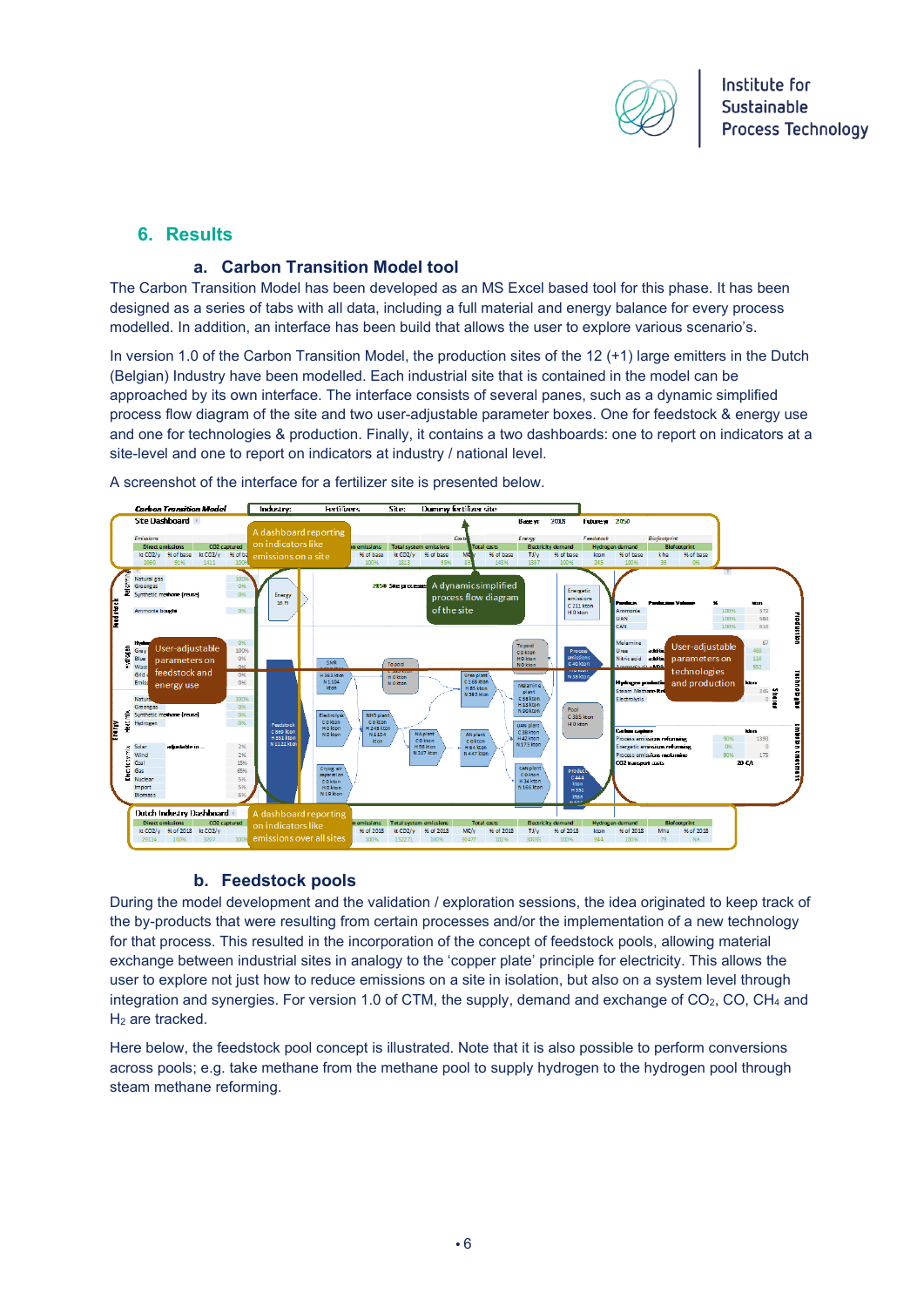## 6. Results

### a. Carbon Transition Model tool

The Carbon Transition Model has been developed as an MS Excel based tool for this phase. It has been designed as a series of tabs with all data, including a full material and energy balance for every process modelled. In addition, an interface has been build that allows the user to explore various scenario's.

In version 1.0 of the Carbon Transition Model, the production sites of the 12 (+1) large emitters in the Dutch (Belgian) Industry have been modelled. Each industrial site that is contained in the model can be approached by its own interface. The interface consists of several panes, such as a dynamic simplified process flow diagram of the site and two user-adjustable parameter boxes. One for feedstock & energy use and one for technologies & production. Finally, it contains a two dashboards: one to report on indicators at a site-level and one to report on indicators at industry / national level.

A screenshot of the interface for a fertilizer site is presented below.

### b. Feedstock pools

During the model development and the validation / exploration sessions, the idea originated to keep track of the by-products that were resulting from certain processes and/or the implementation of a new technology for that process. This resulted in the incorporation of the concept of feedstock pools, allowing material exchange between industrial sites in analogy to the 'copper plate' principle for electricity. This allows the user to explore not just how to reduce emissions on a site in isolation, but also on a system level through integration and synergies. For version 1.0 of CTM, the supply, demand and exchange of $CO_2$, CO, $CH_4$ and $H_2$ are tracked.

Here below, the feedstock pool concept is illustrated. Note that it is also possible to perform conversions across pools; e.g. take methane from the methane pool to supply hydrogen to the hydrogen pool through steam methane reforming.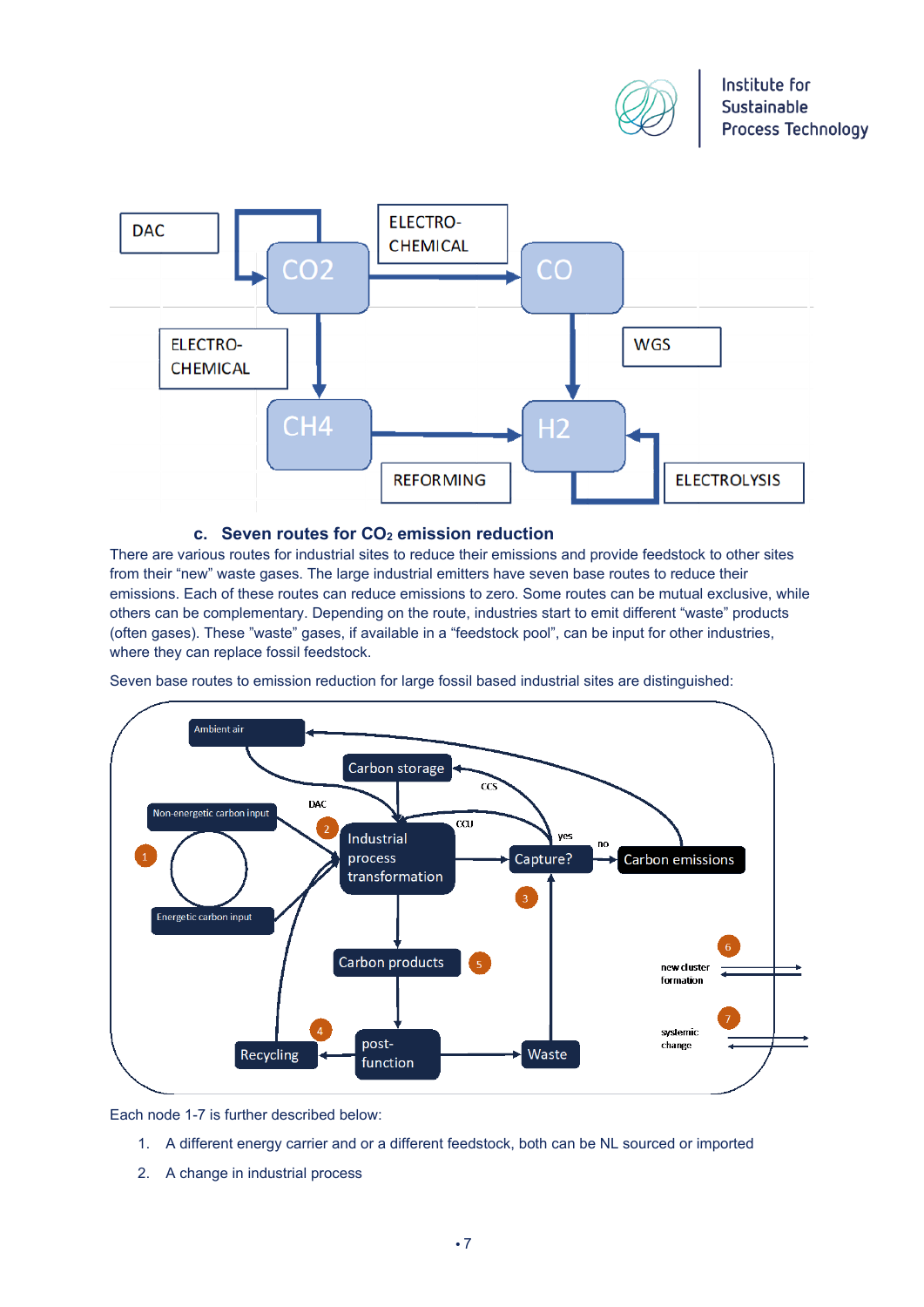### c. Seven routes for $CO_2$ emission reduction

There are various routes for industrial sites to reduce their emissions and provide feedstock to other sites from their "new" waste gases. The large industrial emitters have seven base routes to reduce their emissions. Each of these routes can reduce emissions to zero. Some routes can be mutual exclusive, while others can be complementary. Depending on the route, industries start to emit different "waste" products (often gases). These "waste" gases, if available in a "feedstock pool", can be input for other industries, where they can replace fossil feedstock.

Seven base routes to emission reduction for large fossil based industrial sites are distinguished:

Each node 1-7 is further described below:

1. A different energy carrier and or a different feedstock, both can be NL sourced or imported
2. A change in industrial process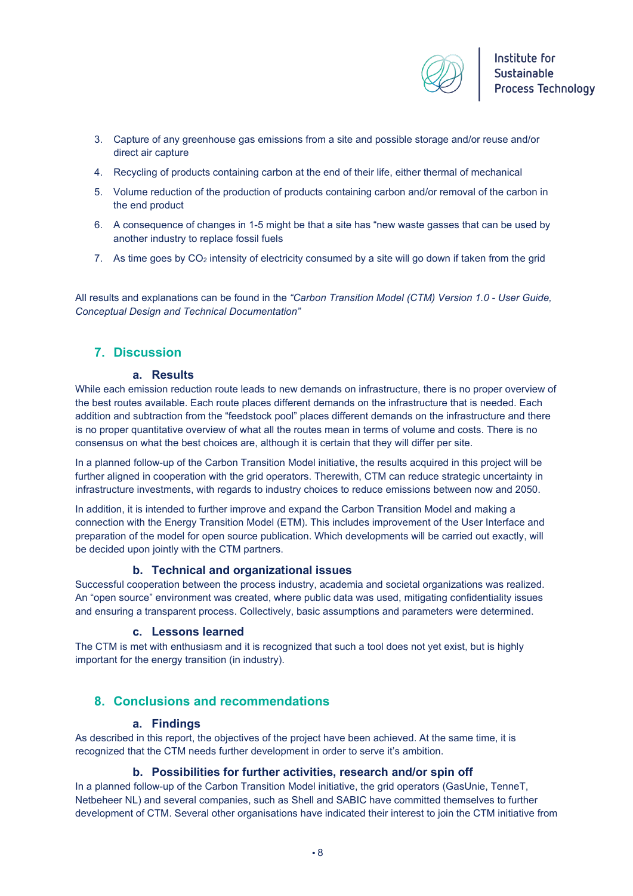3. Capture of any greenhouse gas emissions from a site and possible storage and/or reuse and/or direct air capture
4. Recycling of products containing carbon at the end of their life, either thermal of mechanical
5. Volume reduction of the production of products containing carbon and/or removal of the carbon in the end product
6. A consequence of changes in 1-5 might be that a site has "new waste gasses that can be used by another industry to replace fossil fuels
7. As time goes by $CO_2$ intensity of electricity consumed by a site will go down if taken from the grid

All results and explanations can be found in the *"Carbon Transition Model (CTM) Version 1.0 - User Guide, Conceptual Design and Technical Documentation"*

## 7. Discussion

### a. Results

While each emission reduction route leads to new demands on infrastructure, there is no proper overview of the best routes available. Each route places different demands on the infrastructure that is needed. Each addition and subtraction from the "feedstock pool" places different demands on the infrastructure and there is no proper quantitative overview of what all the routes mean in terms of volume and costs. There is no consensus on what the best choices are, although it is certain that they will differ per site.

In a planned follow-up of the Carbon Transition Model initiative, the results acquired in this project will be further aligned in cooperation with the grid operators. Therewith, CTM can reduce strategic uncertainty in infrastructure investments, with regards to industry choices to reduce emissions between now and 2050.

In addition, it is intended to further improve and expand the Carbon Transition Model and making a connection with the Energy Transition Model (ETM). This includes improvement of the User Interface and preparation of the model for open source publication. Which developments will be carried out exactly, will be decided upon jointly with the CTM partners.

### b. Technical and organizational issues

Successful cooperation between the process industry, academia and societal organizations was realized. An "open source" environment was created, where public data was used, mitigating confidentiality issues and ensuring a transparent process. Collectively, basic assumptions and parameters were determined.

### c. Lessons learned

The CTM is met with enthusiasm and it is recognized that such a tool does not yet exist, but is highly important for the energy transition (in industry).

## 8. Conclusions and recommendations

### a. Findings

As described in this report, the objectives of the project have been achieved. At the same time, it is recognized that the CTM needs further development in order to serve it's ambition.

### b. Possibilities for further activities, research and/or spin off

In a planned follow-up of the Carbon Transition Model initiative, the grid operators (GasUnie, TenneT, Netbeheer NL) and several companies, such as Shell and SABIC have committed themselves to further development of CTM. Several other organisations have indicated their interest to join the CTM initiative from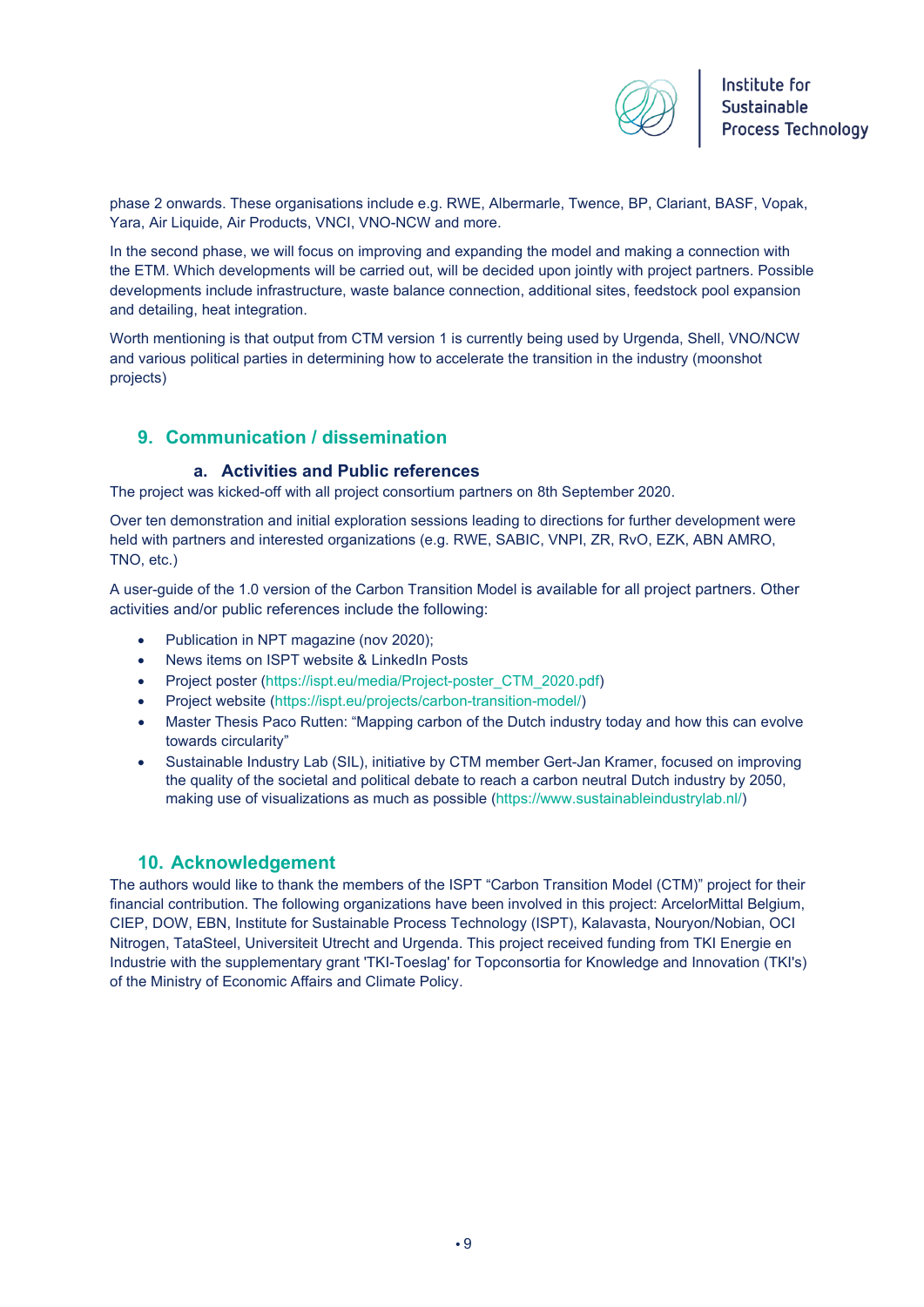phase 2 onwards. These organisations include e.g. RWE, Albermarle, Twence, BP, Clariant, BASF, Vopak, Yara, Air Liquide, Air Products, VNCI, VNO-NCW and more.

In the second phase, we will focus on improving and expanding the model and making a connection with the ETM. Which developments will be carried out, will be decided upon jointly with project partners. Possible developments include infrastructure, waste balance connection, additional sites, feedstock pool expansion and detailing, heat integration.

Worth mentioning is that output from CTM version 1 is currently being used by Urgenda, Shell, VNO/NCW and various political parties in determining how to accelerate the transition in the industry (moonshot projects)

## 9. Communication / dissemination

### a. Activities and Public references

The project was kicked-off with all project consortium partners on 8th September 2020.

Over ten demonstration and initial exploration sessions leading to directions for further development were held with partners and interested organizations (e.g. RWE, SABIC, VNPI, ZR, RvO, EZK, ABN AMRO, TNO, etc.)

A user-guide of the 1.0 version of the Carbon Transition Model is available for all project partners. Other activities and/or public references include the following:

- Publication in NPT magazine (nov 2020);
- News items on ISPT website & LinkedIn Posts
- Project poster (https://ispt.eu/media/Project-poster_CTM_2020.pdf)
- Project website (https://ispt.eu/projects/carbon-transition-model/)
- Master Thesis Paco Rutten: “Mapping carbon of the Dutch industry today and how this can evolve towards circularity”
- Sustainable Industry Lab (SIL), initiative by CTM member Gert-Jan Kramer, focused on improving the quality of the societal and political debate to reach a carbon neutral Dutch industry by 2050, making use of visualizations as much as possible (https://www.sustainableindustrylab.nl/)

## 10. Acknowledgement

The authors would like to thank the members of the ISPT “Carbon Transition Model (CTM)” project for their financial contribution. The following organizations have been involved in this project: ArcelorMittal Belgium, CIEP, DOW, EBN, Institute for Sustainable Process Technology (ISPT), Kalavasta, Nouryon/Nobian, OCI Nitrogen, TataSteel, Universiteit Utrecht and Urgenda. This project received funding from TKI Energie en Industrie with the supplementary grant 'TKI-Toeslag' for Topconsortia for Knowledge and Innovation (TKI's) of the Ministry of Economic Affairs and Climate Policy.